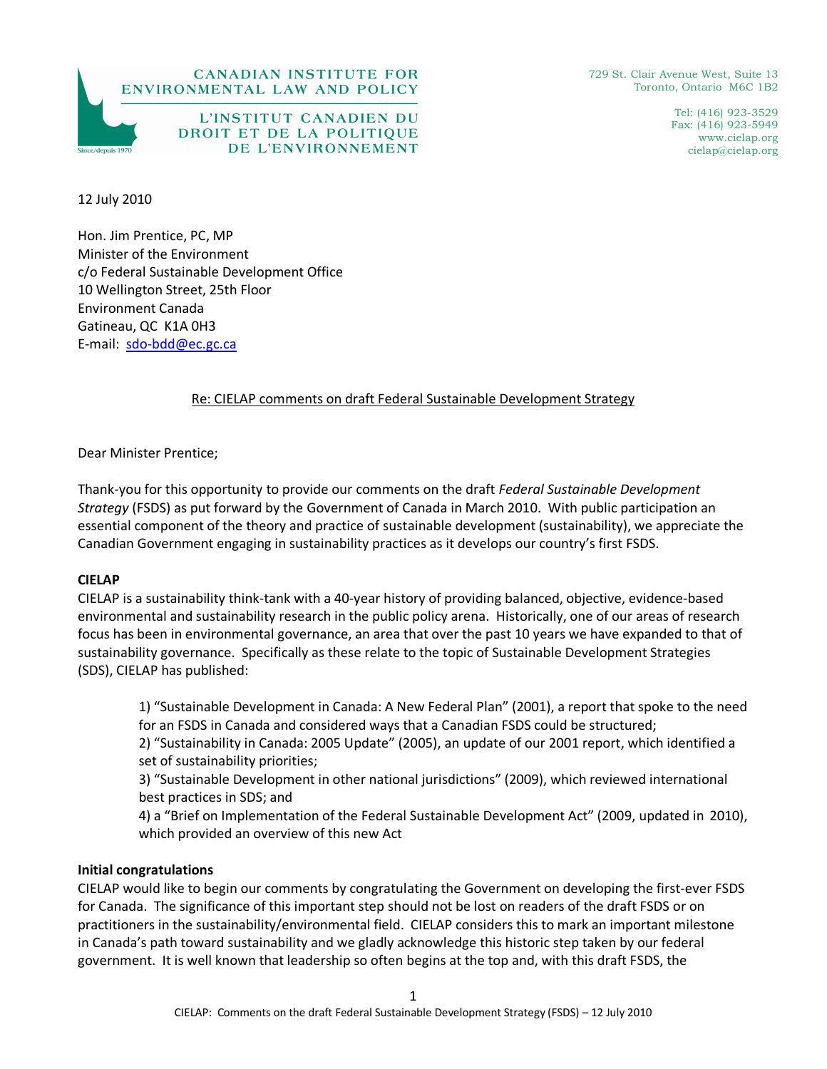CANADIAN INSTITUTE FOR ENVIRONMENTAL LAW AND POLICY

L'INSTITUT CANADIEN DU DROIT ET DE LA POLITIQUE DE L'ENVIRONNEMENT

Since/depuis 1970

729 St. Clair Avenue West, Suite 13
Toronto, Ontario M6C 1B2

Tel: (416) 923-3529
Fax: (416) 923-5949
www.cielap.org
cielap@cielap.org

12 July 2010

Hon. Jim Prentice, PC, MP
Minister of the Environment
c/o Federal Sustainable Development Office
10 Wellington Street, 25th Floor
Environment Canada
Gatineau, QC K1A 0H3
E-mail: sdo-bdd@ec.gc.ca

Re: CIELAP comments on draft Federal Sustainable Development Strategy

Dear Minister Prentice;

Thank-you for this opportunity to provide our comments on the draft *Federal Sustainable Development Strategy* (FSDS) as put forward by the Government of Canada in March 2010. With public participation an essential component of the theory and practice of sustainable development (sustainability), we appreciate the Canadian Government engaging in sustainability practices as it develops our country's first FSDS.

**CIELAP**

CIELAP is a sustainability think-tank with a 40-year history of providing balanced, objective, evidence-based environmental and sustainability research in the public policy arena. Historically, one of our areas of research focus has been in environmental governance, an area that over the past 10 years we have expanded to that of sustainability governance. Specifically as these relate to the topic of Sustainable Development Strategies (SDS), CIELAP has published:

1) "Sustainable Development in Canada: A New Federal Plan" (2001), a report that spoke to the need for an FSDS in Canada and considered ways that a Canadian FSDS could be structured;
2) "Sustainability in Canada: 2005 Update" (2005), an update of our 2001 report, which identified a set of sustainability priorities;
3) "Sustainable Development in other national jurisdictions" (2009), which reviewed international best practices in SDS; and
4) a "Brief on Implementation of the Federal Sustainable Development Act" (2009, updated in 2010), which provided an overview of this new Act

**Initial congratulations**

CIELAP would like to begin our comments by congratulating the Government on developing the first-ever FSDS for Canada. The significance of this important step should not be lost on readers of the draft FSDS or on practitioners in the sustainability/environmental field. CIELAP considers this to mark an important milestone in Canada's path toward sustainability and we gladly acknowledge this historic step taken by our federal government. It is well known that leadership so often begins at the top and, with this draft FSDS, the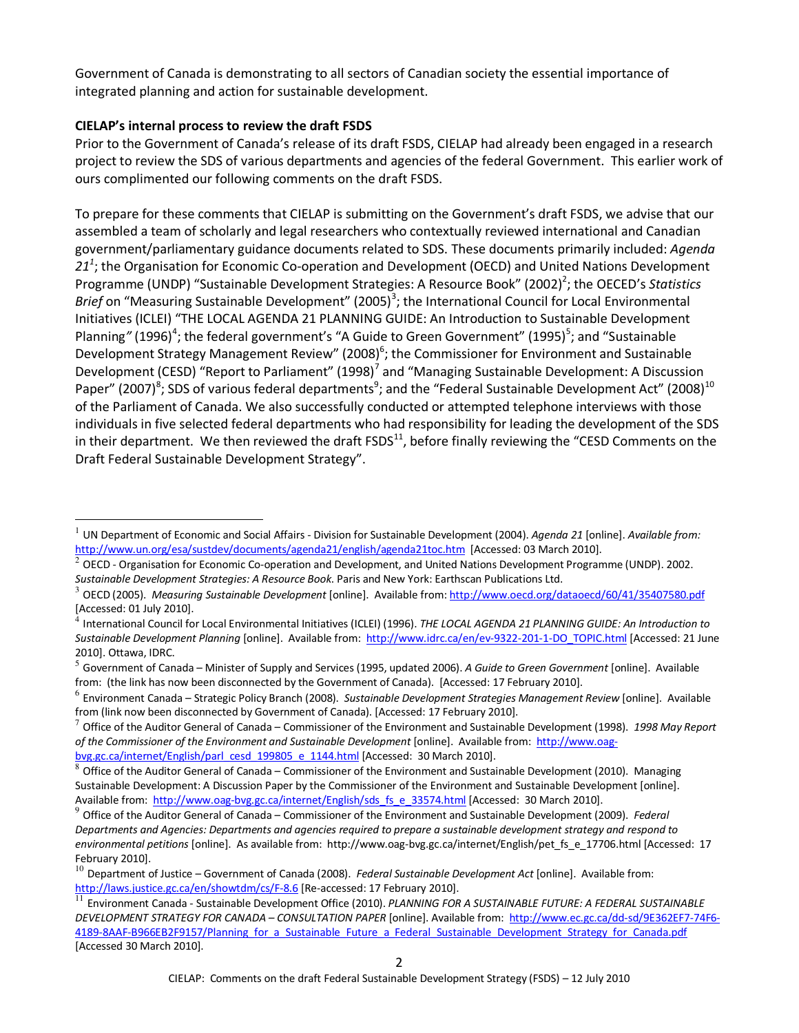Government of Canada is demonstrating to all sectors of Canadian society the essential importance of integrated planning and action for sustainable development.

**CIELAP's internal process to review the draft FSDS**

Prior to the Government of Canada's release of its draft FSDS, CIELAP had already been engaged in a research project to review the SDS of various departments and agencies of the federal Government. This earlier work of ours complimented our following comments on the draft FSDS.

To prepare for these comments that CIELAP is submitting on the Government's draft FSDS, we advise that our assembled a team of scholarly and legal researchers who contextually reviewed international and Canadian government/parliamentary guidance documents related to SDS. These documents primarily included: *Agenda 21*[1]; the Organisation for Economic Co-operation and Development (OECD) and United Nations Development Programme (UNDP) "Sustainable Development Strategies: A Resource Book" (2002)[2]; the OECED's *Statistics Brief* on "Measuring Sustainable Development" (2005)[3]; the International Council for Local Environmental Initiatives (ICLEI) "THE LOCAL AGENDA 21 PLANNING GUIDE: An Introduction to Sustainable Development Planning" (1996)[4]; the federal government's "A Guide to Green Government" (1995)[5]; and "Sustainable Development Strategy Management Review" (2008)[6]; the Commissioner for Environment and Sustainable Development (CESD) "Report to Parliament" (1998)[7] and "Managing Sustainable Development: A Discussion Paper" (2007)[8]; SDS of various federal departments[9]; and the "Federal Sustainable Development Act" (2008)[10] of the Parliament of Canada. We also successfully conducted or attempted telephone interviews with those individuals in five selected federal departments who had responsibility for leading the development of the SDS in their department. We then reviewed the draft FSDS[11], before finally reviewing the "CESD Comments on the Draft Federal Sustainable Development Strategy".

---

[1] UN Department of Economic and Social Affairs - Division for Sustainable Development (2004). *Agenda 21* [online]. *Available from:* http://www.un.org/esa/sustdev/documents/agenda21/english/agenda21toc.htm [Accessed: 03 March 2010].

[2] OECD - Organisation for Economic Co-operation and Development, and United Nations Development Programme (UNDP). 2002. *Sustainable Development Strategies: A Resource Book.* Paris and New York: Earthscan Publications Ltd.

[3] OECD (2005). *Measuring Sustainable Development* [online]. Available from: http://www.oecd.org/dataoecd/60/41/35407580.pdf [Accessed: 01 July 2010].

[4] International Council for Local Environmental Initiatives (ICLEI) (1996). *THE LOCAL AGENDA 21 PLANNING GUIDE: An Introduction to Sustainable Development Planning* [online]. Available from: http://www.idrc.ca/en/ev-9322-201-1-DO_TOPIC.html [Accessed: 21 June 2010]. Ottawa, IDRC.

[5] Government of Canada – Minister of Supply and Services (1995, updated 2006). *A Guide to Green Government* [online]. Available from: (the link has now been disconnected by the Government of Canada). [Accessed: 17 February 2010].

[6] Environment Canada – Strategic Policy Branch (2008). *Sustainable Development Strategies Management Review* [online]. Available from (link now been disconnected by Government of Canada). [Accessed: 17 February 2010].

[7] Office of the Auditor General of Canada – Commissioner of the Environment and Sustainable Development (1998). *1998 May Report of the Commissioner of the Environment and Sustainable Development* [online]. Available from: http://www.oag-bvg.gc.ca/internet/English/parl_cesd_199805_e_1144.html [Accessed: 30 March 2010].

[8] Office of the Auditor General of Canada – Commissioner of the Environment and Sustainable Development (2010). Managing Sustainable Development: A Discussion Paper by the Commissioner of the Environment and Sustainable Development [online]. Available from: http://www.oag-bvg.gc.ca/internet/English/sds_fs_e_33574.html [Accessed: 30 March 2010].

[9] Office of the Auditor General of Canada – Commissioner of the Environment and Sustainable Development (2009). *Federal Departments and Agencies: Departments and agencies required to prepare a sustainable development strategy and respond to environmental petitions* [online]. As available from: http://www.oag-bvg.gc.ca/internet/English/pet_fs_e_17706.html [Accessed: 17 February 2010].

[10] Department of Justice – Government of Canada (2008). *Federal Sustainable Development Act* [online]. Available from: http://laws.justice.gc.ca/en/showtdm/cs/F-8.6 [Re-accessed: 17 February 2010].

[11] Environment Canada - Sustainable Development Office (2010). *PLANNING FOR A SUSTAINABLE FUTURE: A FEDERAL SUSTAINABLE DEVELOPMENT STRATEGY FOR CANADA – CONSULTATION PAPER* [online]. Available from: http://www.ec.gc.ca/dd-sd/9E362EF7-74F6-4189-8AAF-B966EB2F9157/Planning_for_a_Sustainable_Future_a_Federal_Sustainable_Development_Strategy_for_Canada.pdf [Accessed 30 March 2010].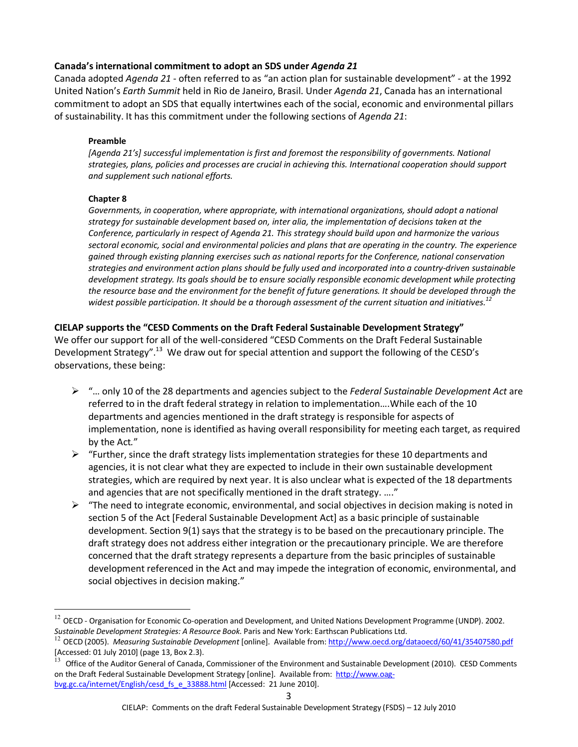**Canada's international commitment to adopt an SDS under *Agenda 21***

Canada adopted *Agenda 21* - often referred to as "an action plan for sustainable development" - at the 1992 United Nation's *Earth Summit* held in Rio de Janeiro, Brasil. Under *Agenda 21*, Canada has an international commitment to adopt an SDS that equally intertwines each of the social, economic and environmental pillars of sustainability. It has this commitment under the following sections of *Agenda 21*:

> **Preamble**
>
> *[Agenda 21's] successful implementation is first and foremost the responsibility of governments. National strategies, plans, policies and processes are crucial in achieving this. International cooperation should support and supplement such national efforts.*
>
> **Chapter 8**
>
> *Governments, in cooperation, where appropriate, with international organizations, should adopt a national strategy for sustainable development based on, inter alia, the implementation of decisions taken at the Conference, particularly in respect of Agenda 21. This strategy should build upon and harmonize the various sectoral economic, social and environmental policies and plans that are operating in the country. The experience gained through existing planning exercises such as national reports for the Conference, national conservation strategies and environment action plans should be fully used and incorporated into a country-driven sustainable development strategy. Its goals should be to ensure socially responsible economic development while protecting the resource base and the environment for the benefit of future generations. It should be developed through the widest possible participation. It should be a thorough assessment of the current situation and initiatives.*[12]

**CIELAP supports the "CESD Comments on the Draft Federal Sustainable Development Strategy"**

We offer our support for all of the well-considered "CESD Comments on the Draft Federal Sustainable Development Strategy".[13] We draw out for special attention and support the following of the CESD's observations, these being:

- "… only 10 of the 28 departments and agencies subject to the *Federal Sustainable Development Act* are referred to in the draft federal strategy in relation to implementation….While each of the 10 departments and agencies mentioned in the draft strategy is responsible for aspects of implementation, none is identified as having overall responsibility for meeting each target, as required by the Act."
- "Further, since the draft strategy lists implementation strategies for these 10 departments and agencies, it is not clear what they are expected to include in their own sustainable development strategies, which are required by next year. It is also unclear what is expected of the 18 departments and agencies that are not specifically mentioned in the draft strategy. …."
- "The need to integrate economic, environmental, and social objectives in decision making is noted in section 5 of the Act [Federal Sustainable Development Act] as a basic principle of sustainable development. Section 9(1) says that the strategy is to be based on the precautionary principle. The draft strategy does not address either integration or the precautionary principle. We are therefore concerned that the draft strategy represents a departure from the basic principles of sustainable development referenced in the Act and may impede the integration of economic, environmental, and social objectives in decision making."

---

[12] OECD - Organisation for Economic Co-operation and Development, and United Nations Development Programme (UNDP). 2002. *Sustainable Development Strategies: A Resource Book.* Paris and New York: Earthscan Publications Ltd.

[12] OECD (2005). *Measuring Sustainable Development* [online]. Available from: http://www.oecd.org/dataoecd/60/41/35407580.pdf [Accessed: 01 July 2010] (page 13, Box 2.3).

[13] Office of the Auditor General of Canada, Commissioner of the Environment and Sustainable Development (2010). CESD Comments on the Draft Federal Sustainable Development Strategy [online]. Available from: http://www.oag-bvg.gc.ca/internet/English/cesd_fs_e_33888.html [Accessed: 21 June 2010].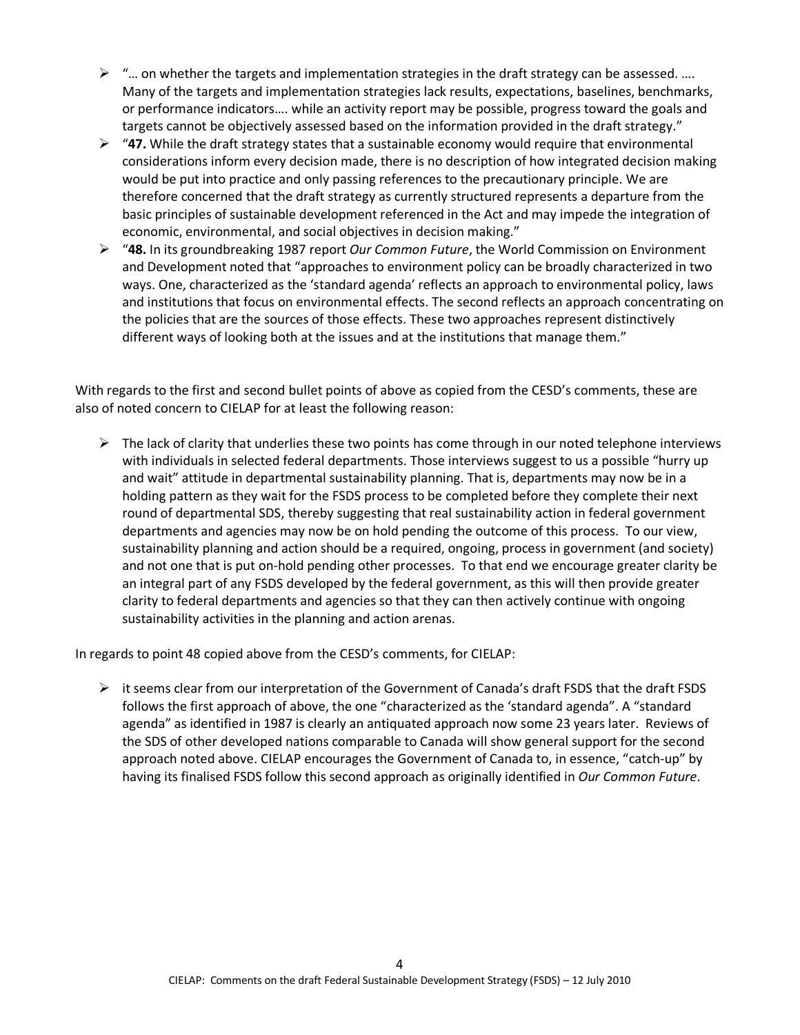- "… on whether the targets and implementation strategies in the draft strategy can be assessed. …. Many of the targets and implementation strategies lack results, expectations, baselines, benchmarks, or performance indicators…. while an activity report may be possible, progress toward the goals and targets cannot be objectively assessed based on the information provided in the draft strategy."
- "**47.** While the draft strategy states that a sustainable economy would require that environmental considerations inform every decision made, there is no description of how integrated decision making would be put into practice and only passing references to the precautionary principle. We are therefore concerned that the draft strategy as currently structured represents a departure from the basic principles of sustainable development referenced in the Act and may impede the integration of economic, environmental, and social objectives in decision making."
- "**48.** In its groundbreaking 1987 report *Our Common Future*, the World Commission on Environment and Development noted that "approaches to environment policy can be broadly characterized in two ways. One, characterized as the 'standard agenda' reflects an approach to environmental policy, laws and institutions that focus on environmental effects. The second reflects an approach concentrating on the policies that are the sources of those effects. These two approaches represent distinctively different ways of looking both at the issues and at the institutions that manage them."

With regards to the first and second bullet points of above as copied from the CESD's comments, these are also of noted concern to CIELAP for at least the following reason:

- The lack of clarity that underlies these two points has come through in our noted telephone interviews with individuals in selected federal departments. Those interviews suggest to us a possible "hurry up and wait" attitude in departmental sustainability planning. That is, departments may now be in a holding pattern as they wait for the FSDS process to be completed before they complete their next round of departmental SDS, thereby suggesting that real sustainability action in federal government departments and agencies may now be on hold pending the outcome of this process. To our view, sustainability planning and action should be a required, ongoing, process in government (and society) and not one that is put on-hold pending other processes. To that end we encourage greater clarity be an integral part of any FSDS developed by the federal government, as this will then provide greater clarity to federal departments and agencies so that they can then actively continue with ongoing sustainability activities in the planning and action arenas.

In regards to point 48 copied above from the CESD's comments, for CIELAP:

- it seems clear from our interpretation of the Government of Canada's draft FSDS that the draft FSDS follows the first approach of above, the one "characterized as the 'standard agenda". A "standard agenda" as identified in 1987 is clearly an antiquated approach now some 23 years later. Reviews of the SDS of other developed nations comparable to Canada will show general support for the second approach noted above. CIELAP encourages the Government of Canada to, in essence, "catch-up" by having its finalised FSDS follow this second approach as originally identified in *Our Common Future*.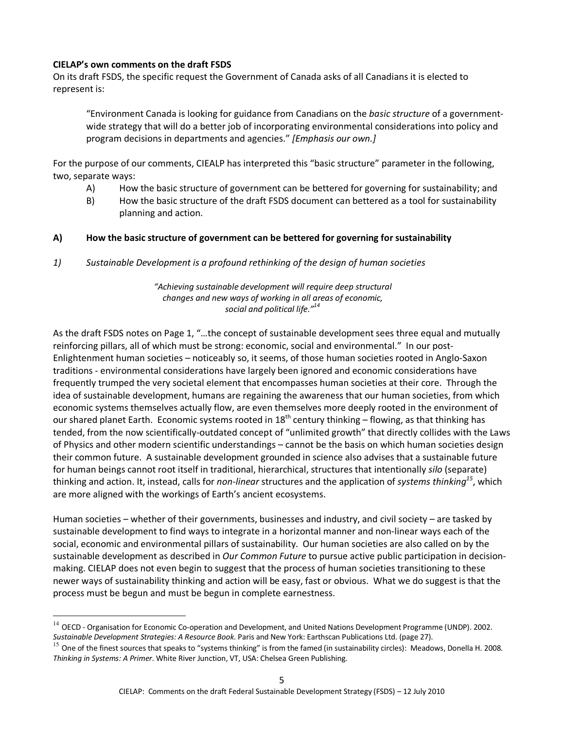**CIELAP's own comments on the draft FSDS**

On its draft FSDS, the specific request the Government of Canada asks of all Canadians it is elected to represent is:

> "Environment Canada is looking for guidance from Canadians on the *basic structure* of a government-wide strategy that will do a better job of incorporating environmental considerations into policy and program decisions in departments and agencies." *[Emphasis our own.]*

For the purpose of our comments, CIEALP has interpreted this "basic structure" parameter in the following, two, separate ways:

A) How the basic structure of government can be bettered for governing for sustainability; and

B) How the basic structure of the draft FSDS document can bettered as a tool for sustainability planning and action.

## A) How the basic structure of government can be bettered for governing for sustainability

### *1) Sustainable Development is a profound rethinking of the design of human societies*

> *"Achieving sustainable development will require deep structural changes and new ways of working in all areas of economic, social and political life."*[14]

As the draft FSDS notes on Page 1, "…the concept of sustainable development sees three equal and mutually reinforcing pillars, all of which must be strong: economic, social and environmental." In our post-Enlightenment human societies – noticeably so, it seems, of those human societies rooted in Anglo-Saxon traditions - environmental considerations have largely been ignored and economic considerations have frequently trumped the very societal element that encompasses human societies at their core. Through the idea of sustainable development, humans are regaining the awareness that our human societies, from which economic systems themselves actually flow, are even themselves more deeply rooted in the environment of our shared planet Earth. Economic systems rooted in 18th century thinking – flowing, as that thinking has tended, from the now scientifically-outdated concept of "unlimited growth" that directly collides with the Laws of Physics and other modern scientific understandings – cannot be the basis on which human societies design their common future. A sustainable development grounded in science also advises that a sustainable future for human beings cannot root itself in traditional, hierarchical, structures that intentionally *silo* (separate) thinking and action. It, instead, calls for *non-linear* structures and the application of *systems thinking*[15], which are more aligned with the workings of Earth's ancient ecosystems.

Human societies – whether of their governments, businesses and industry, and civil society – are tasked by sustainable development to find ways to integrate in a horizontal manner and non-linear ways each of the social, economic and environmental pillars of sustainability. Our human societies are also called on by the sustainable development as described in *Our Common Future* to pursue active public participation in decision-making. CIELAP does not even begin to suggest that the process of human societies transitioning to these newer ways of sustainability thinking and action will be easy, fast or obvious. What we do suggest is that the process must be begun and must be begun in complete earnestness.

---

[14] OECD - Organisation for Economic Co-operation and Development, and United Nations Development Programme (UNDP). 2002. *Sustainable Development Strategies: A Resource Book.* Paris and New York: Earthscan Publications Ltd. (page 27).

[15] One of the finest sources that speaks to "systems thinking" is from the famed (in sustainability circles): Meadows, Donella H. 2008. *Thinking in Systems: A Primer.* White River Junction, VT, USA: Chelsea Green Publishing.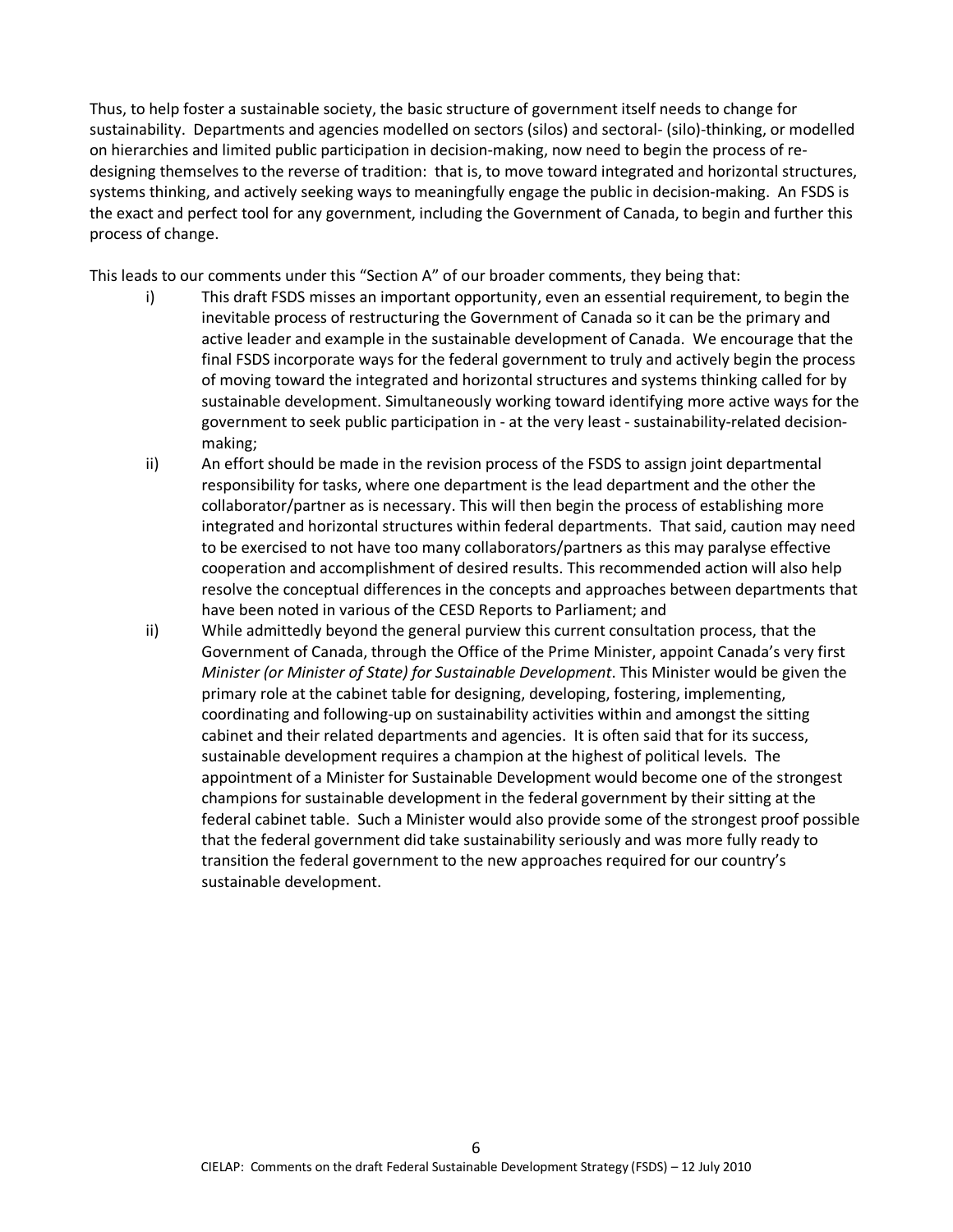Thus, to help foster a sustainable society, the basic structure of government itself needs to change for sustainability. Departments and agencies modelled on sectors (silos) and sectoral- (silo)-thinking, or modelled on hierarchies and limited public participation in decision-making, now need to begin the process of re-designing themselves to the reverse of tradition: that is, to move toward integrated and horizontal structures, systems thinking, and actively seeking ways to meaningfully engage the public in decision-making. An FSDS is the exact and perfect tool for any government, including the Government of Canada, to begin and further this process of change.

This leads to our comments under this "Section A" of our broader comments, they being that:

i) This draft FSDS misses an important opportunity, even an essential requirement, to begin the inevitable process of restructuring the Government of Canada so it can be the primary and active leader and example in the sustainable development of Canada. We encourage that the final FSDS incorporate ways for the federal government to truly and actively begin the process of moving toward the integrated and horizontal structures and systems thinking called for by sustainable development. Simultaneously working toward identifying more active ways for the government to seek public participation in - at the very least - sustainability-related decision-making;

ii) An effort should be made in the revision process of the FSDS to assign joint departmental responsibility for tasks, where one department is the lead department and the other the collaborator/partner as is necessary. This will then begin the process of establishing more integrated and horizontal structures within federal departments. That said, caution may need to be exercised to not have too many collaborators/partners as this may paralyse effective cooperation and accomplishment of desired results. This recommended action will also help resolve the conceptual differences in the concepts and approaches between departments that have been noted in various of the CESD Reports to Parliament; and

ii) While admittedly beyond the general purview this current consultation process, that the Government of Canada, through the Office of the Prime Minister, appoint Canada's very first *Minister (or Minister of State) for Sustainable Development*. This Minister would be given the primary role at the cabinet table for designing, developing, fostering, implementing, coordinating and following-up on sustainability activities within and amongst the sitting cabinet and their related departments and agencies. It is often said that for its success, sustainable development requires a champion at the highest of political levels. The appointment of a Minister for Sustainable Development would become one of the strongest champions for sustainable development in the federal government by their sitting at the federal cabinet table. Such a Minister would also provide some of the strongest proof possible that the federal government did take sustainability seriously and was more fully ready to transition the federal government to the new approaches required for our country's sustainable development.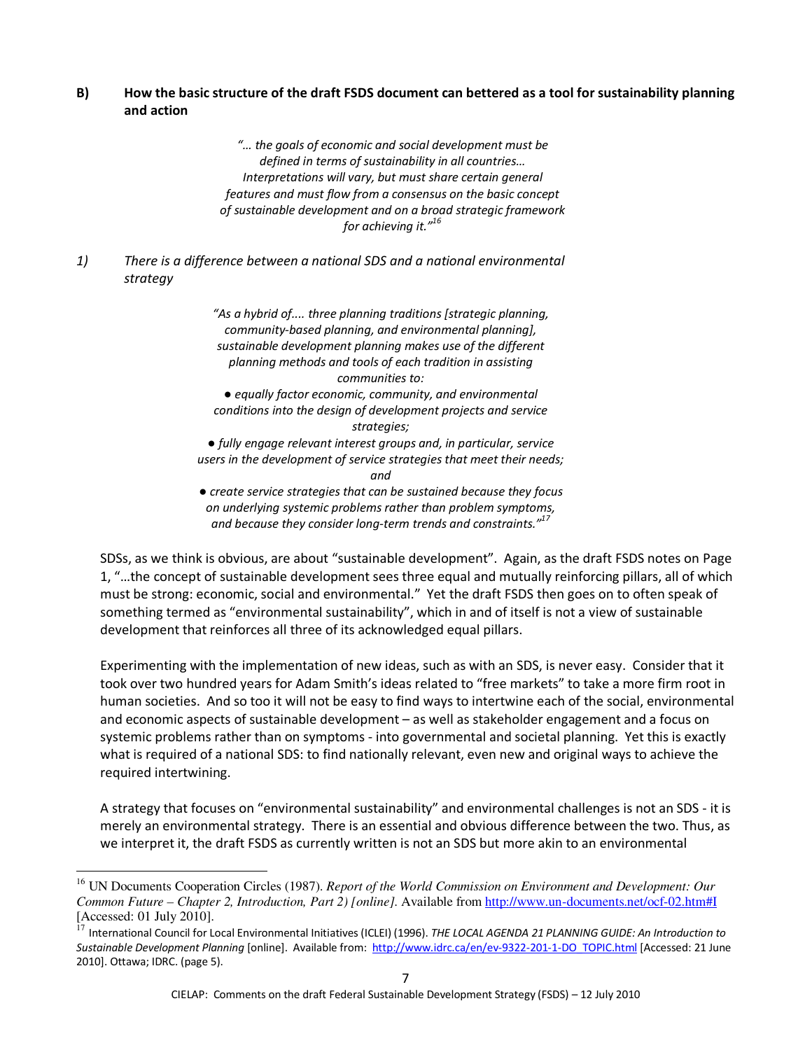### B) How the basic structure of the draft FSDS document can bettered as a tool for sustainability planning and action

> *"… the goals of economic and social development must be defined in terms of sustainability in all countries… Interpretations will vary, but must share certain general features and must flow from a consensus on the basic concept of sustainable development and on a broad strategic framework for achieving it."*[16]

*1) There is a difference between a national SDS and a national environmental strategy*

> *"As a hybrid of.... three planning traditions [strategic planning, community-based planning, and environmental planning], sustainable development planning makes use of the different planning methods and tools of each tradition in assisting communities to:*
>
> *● equally factor economic, community, and environmental conditions into the design of development projects and service strategies;*
>
> *● fully engage relevant interest groups and, in particular, service users in the development of service strategies that meet their needs; and*
>
> *● create service strategies that can be sustained because they focus on underlying systemic problems rather than problem symptoms, and because they consider long-term trends and constraints."*[17]

SDSs, as we think is obvious, are about "sustainable development". Again, as the draft FSDS notes on Page 1, "…the concept of sustainable development sees three equal and mutually reinforcing pillars, all of which must be strong: economic, social and environmental." Yet the draft FSDS then goes on to often speak of something termed as "environmental sustainability", which in and of itself is not a view of sustainable development that reinforces all three of its acknowledged equal pillars.

Experimenting with the implementation of new ideas, such as with an SDS, is never easy. Consider that it took over two hundred years for Adam Smith's ideas related to "free markets" to take a more firm root in human societies. And so too it will not be easy to find ways to intertwine each of the social, environmental and economic aspects of sustainable development – as well as stakeholder engagement and a focus on systemic problems rather than on symptoms - into governmental and societal planning. Yet this is exactly what is required of a national SDS: to find nationally relevant, even new and original ways to achieve the required intertwining.

A strategy that focuses on "environmental sustainability" and environmental challenges is not an SDS - it is merely an environmental strategy. There is an essential and obvious difference between the two. Thus, as we interpret it, the draft FSDS as currently written is not an SDS but more akin to an environmental

---

[16] UN Documents Cooperation Circles (1987). *Report of the World Commission on Environment and Development: Our Common Future – Chapter 2, Introduction, Part 2) [online].* Available from http://www.un-documents.net/ocf-02.htm#I [Accessed: 01 July 2010].

[17] International Council for Local Environmental Initiatives (ICLEI) (1996). *THE LOCAL AGENDA 21 PLANNING GUIDE: An Introduction to Sustainable Development Planning* [online]. Available from: http://www.idrc.ca/en/ev-9322-201-1-DO_TOPIC.html [Accessed: 21 June 2010]. Ottawa; IDRC. (page 5).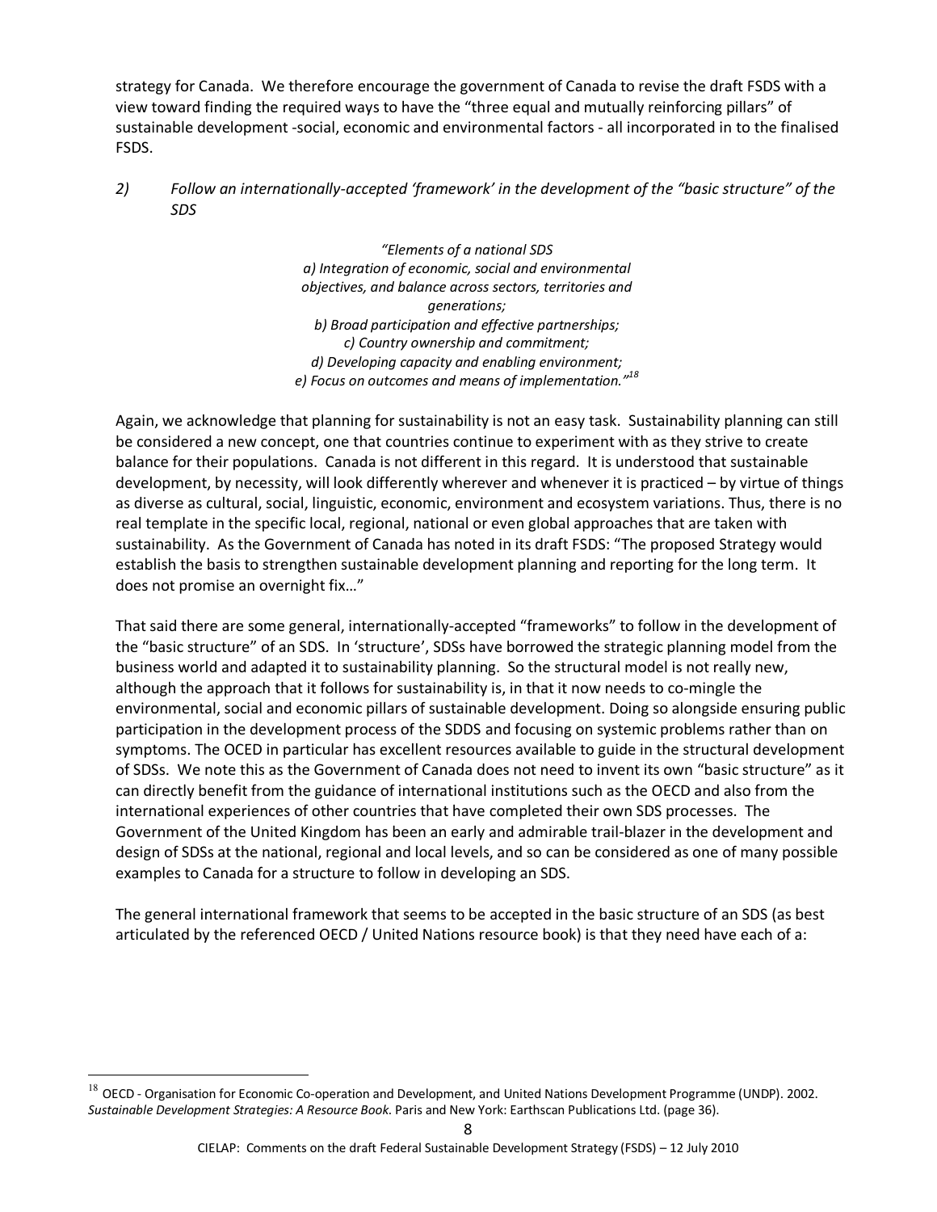strategy for Canada. We therefore encourage the government of Canada to revise the draft FSDS with a view toward finding the required ways to have the "three equal and mutually reinforcing pillars" of sustainable development -social, economic and environmental factors - all incorporated in to the finalised FSDS.

*2) Follow an internationally-accepted 'framework' in the development of the "basic structure" of the SDS*

> *"Elements of a national SDS*
> *a) Integration of economic, social and environmental objectives, and balance across sectors, territories and generations;*
> *b) Broad participation and effective partnerships;*
> *c) Country ownership and commitment;*
> *d) Developing capacity and enabling environment;*
> *e) Focus on outcomes and means of implementation."*[18]

Again, we acknowledge that planning for sustainability is not an easy task. Sustainability planning can still be considered a new concept, one that countries continue to experiment with as they strive to create balance for their populations. Canada is not different in this regard. It is understood that sustainable development, by necessity, will look differently wherever and whenever it is practiced – by virtue of things as diverse as cultural, social, linguistic, economic, environment and ecosystem variations. Thus, there is no real template in the specific local, regional, national or even global approaches that are taken with sustainability. As the Government of Canada has noted in its draft FSDS: "The proposed Strategy would establish the basis to strengthen sustainable development planning and reporting for the long term. It does not promise an overnight fix…"

That said there are some general, internationally-accepted "frameworks" to follow in the development of the "basic structure" of an SDS. In 'structure', SDSs have borrowed the strategic planning model from the business world and adapted it to sustainability planning. So the structural model is not really new, although the approach that it follows for sustainability is, in that it now needs to co-mingle the environmental, social and economic pillars of sustainable development. Doing so alongside ensuring public participation in the development process of the SDDS and focusing on systemic problems rather than on symptoms. The OCED in particular has excellent resources available to guide in the structural development of SDSs. We note this as the Government of Canada does not need to invent its own "basic structure" as it can directly benefit from the guidance of international institutions such as the OECD and also from the international experiences of other countries that have completed their own SDS processes. The Government of the United Kingdom has been an early and admirable trail-blazer in the development and design of SDSs at the national, regional and local levels, and so can be considered as one of many possible examples to Canada for a structure to follow in developing an SDS.

The general international framework that seems to be accepted in the basic structure of an SDS (as best articulated by the referenced OECD / United Nations resource book) is that they need have each of a:

---

[18] OECD - Organisation for Economic Co-operation and Development, and United Nations Development Programme (UNDP). 2002. *Sustainable Development Strategies: A Resource Book*. Paris and New York: Earthscan Publications Ltd. (page 36).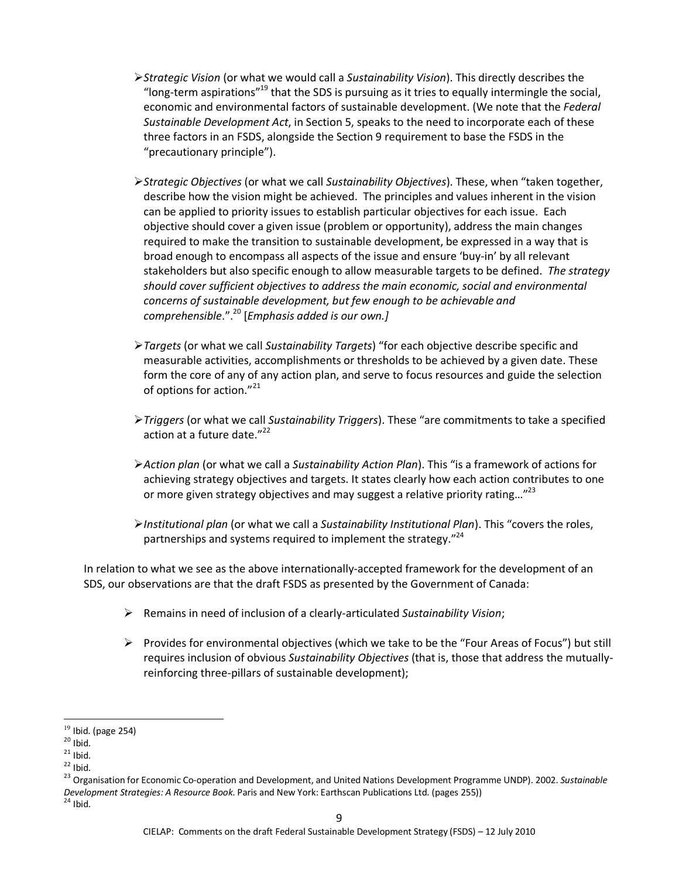- *Strategic Vision* (or what we would call a *Sustainability Vision*). This directly describes the "long-term aspirations"[19] that the SDS is pursuing as it tries to equally intermingle the social, economic and environmental factors of sustainable development. (We note that the *Federal Sustainable Development Act*, in Section 5, speaks to the need to incorporate each of these three factors in an FSDS, alongside the Section 9 requirement to base the FSDS in the "precautionary principle").

- *Strategic Objectives* (or what we call *Sustainability Objectives*). These, when "taken together, describe how the vision might be achieved. The principles and values inherent in the vision can be applied to priority issues to establish particular objectives for each issue. Each objective should cover a given issue (problem or opportunity), address the main changes required to make the transition to sustainable development, be expressed in a way that is broad enough to encompass all aspects of the issue and ensure 'buy-in' by all relevant stakeholders but also specific enough to allow measurable targets to be defined. *The strategy should cover sufficient objectives to address the main economic, social and environmental concerns of sustainable development, but few enough to be achievable and comprehensible*.".[20] [*Emphasis added is our own.]*

- *Targets* (or what we call *Sustainability Targets*) "for each objective describe specific and measurable activities, accomplishments or thresholds to be achieved by a given date. These form the core of any of any action plan, and serve to focus resources and guide the selection of options for action."[21]

- *Triggers* (or what we call *Sustainability Triggers*). These "are commitments to take a specified action at a future date."[22]

- *Action plan* (or what we call a *Sustainability Action Plan*). This "is a framework of actions for achieving strategy objectives and targets. It states clearly how each action contributes to one or more given strategy objectives and may suggest a relative priority rating…"[23]

- *Institutional plan* (or what we call a *Sustainability Institutional Plan*). This "covers the roles, partnerships and systems required to implement the strategy."[24]

In relation to what we see as the above internationally-accepted framework for the development of an SDS, our observations are that the draft FSDS as presented by the Government of Canada:

- Remains in need of inclusion of a clearly-articulated *Sustainability Vision*;

- Provides for environmental objectives (which we take to be the "Four Areas of Focus") but still requires inclusion of obvious *Sustainability Objectives* (that is, those that address the mutually-reinforcing three-pillars of sustainable development);

---

[19] Ibid. (page 254)

[20] Ibid.

[21] Ibid.

[22] Ibid.

[23] Organisation for Economic Co-operation and Development, and United Nations Development Programme UNDP). 2002. *Sustainable Development Strategies: A Resource Book.* Paris and New York: Earthscan Publications Ltd. (pages 255))

[24] Ibid.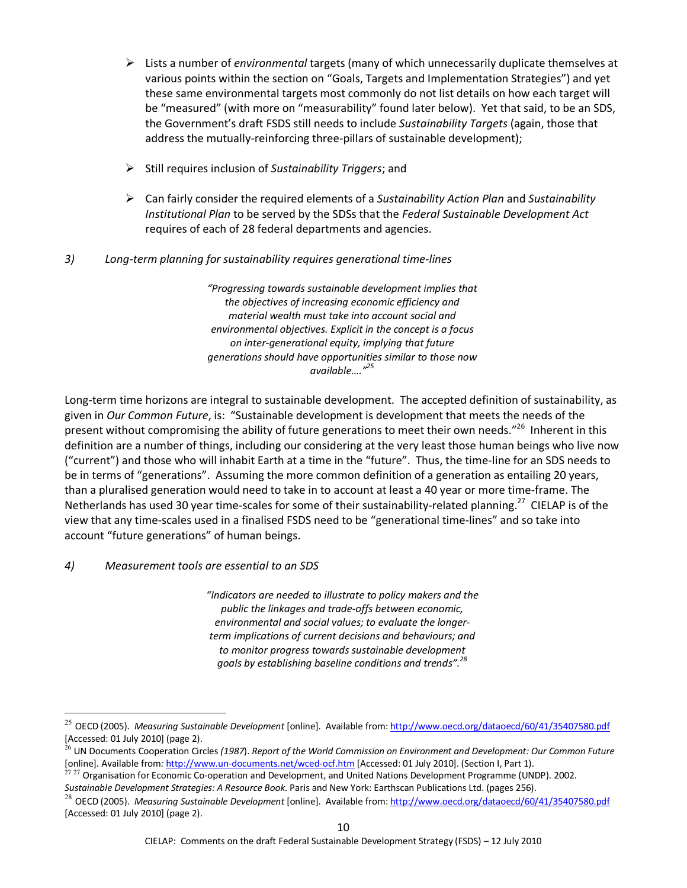- Lists a number of *environmental* targets (many of which unnecessarily duplicate themselves at various points within the section on "Goals, Targets and Implementation Strategies") and yet these same environmental targets most commonly do not list details on how each target will be "measured" (with more on "measurability" found later below). Yet that said, to be an SDS, the Government's draft FSDS still needs to include *Sustainability Targets* (again, those that address the mutually-reinforcing three-pillars of sustainable development);
- Still requires inclusion of *Sustainability Triggers*; and
- Can fairly consider the required elements of a *Sustainability Action Plan* and *Sustainability Institutional Plan* to be served by the SDSs that the *Federal Sustainable Development Act* requires of each of 28 federal departments and agencies.

*3) Long-term planning for sustainability requires generational time-lines*

> *"Progressing towards sustainable development implies that the objectives of increasing economic efficiency and material wealth must take into account social and environmental objectives. Explicit in the concept is a focus on inter-generational equity, implying that future generations should have opportunities similar to those now available…."*[25]

Long-term time horizons are integral to sustainable development. The accepted definition of sustainability, as given in *Our Common Future*, is: "Sustainable development is development that meets the needs of the present without compromising the ability of future generations to meet their own needs."[26] Inherent in this definition are a number of things, including our considering at the very least those human beings who live now ("current") and those who will inhabit Earth at a time in the "future". Thus, the time-line for an SDS needs to be in terms of "generations". Assuming the more common definition of a generation as entailing 20 years, than a pluralised generation would need to take in to account at least a 40 year or more time-frame. The Netherlands has used 30 year time-scales for some of their sustainability-related planning.[27] CIELAP is of the view that any time-scales used in a finalised FSDS need to be "generational time-lines" and so take into account "future generations" of human beings.

*4) Measurement tools are essential to an SDS*

> *"Indicators are needed to illustrate to policy makers and the public the linkages and trade-offs between economic, environmental and social values; to evaluate the longer-term implications of current decisions and behaviours; and to monitor progress towards sustainable development goals by establishing baseline conditions and trends".*[28]

---

[25] OECD (2005). *Measuring Sustainable Development* [online]. Available from: http://www.oecd.org/dataoecd/60/41/35407580.pdf [Accessed: 01 July 2010] (page 2).

[26] UN Documents Cooperation Circles *(1987)*. *Report of the World Commission on Environment and Development: Our Common Future* [online]. Available from*:* http://www.un-documents.net/wced-ocf.htm [Accessed: 01 July 2010]. (Section I, Part 1).

[27] [27] Organisation for Economic Co-operation and Development, and United Nations Development Programme (UNDP). 2002. *Sustainable Development Strategies: A Resource Book.* Paris and New York: Earthscan Publications Ltd. (pages 256).

[28] OECD (2005). *Measuring Sustainable Development* [online]. Available from: http://www.oecd.org/dataoecd/60/41/35407580.pdf [Accessed: 01 July 2010] (page 2).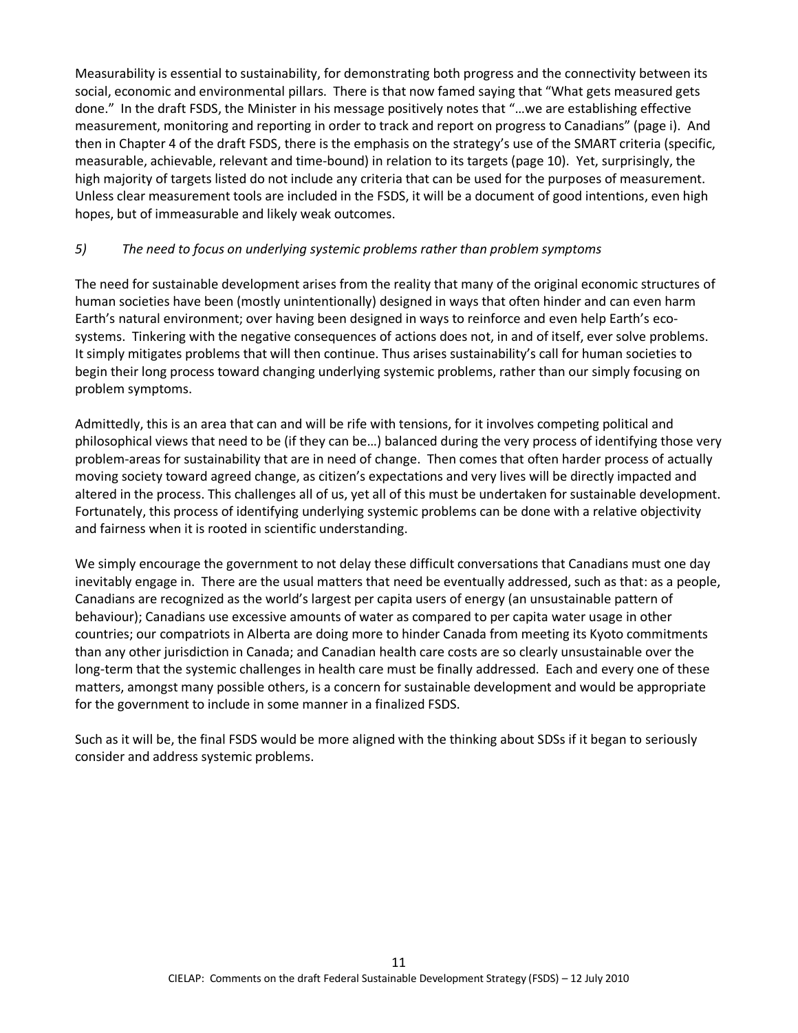Measurability is essential to sustainability, for demonstrating both progress and the connectivity between its social, economic and environmental pillars. There is that now famed saying that "What gets measured gets done." In the draft FSDS, the Minister in his message positively notes that "…we are establishing effective measurement, monitoring and reporting in order to track and report on progress to Canadians" (page i). And then in Chapter 4 of the draft FSDS, there is the emphasis on the strategy's use of the SMART criteria (specific, measurable, achievable, relevant and time-bound) in relation to its targets (page 10). Yet, surprisingly, the high majority of targets listed do not include any criteria that can be used for the purposes of measurement. Unless clear measurement tools are included in the FSDS, it will be a document of good intentions, even high hopes, but of immeasurable and likely weak outcomes.

*5) The need to focus on underlying systemic problems rather than problem symptoms*

The need for sustainable development arises from the reality that many of the original economic structures of human societies have been (mostly unintentionally) designed in ways that often hinder and can even harm Earth's natural environment; over having been designed in ways to reinforce and even help Earth's eco-systems. Tinkering with the negative consequences of actions does not, in and of itself, ever solve problems. It simply mitigates problems that will then continue. Thus arises sustainability's call for human societies to begin their long process toward changing underlying systemic problems, rather than our simply focusing on problem symptoms.

Admittedly, this is an area that can and will be rife with tensions, for it involves competing political and philosophical views that need to be (if they can be…) balanced during the very process of identifying those very problem-areas for sustainability that are in need of change. Then comes that often harder process of actually moving society toward agreed change, as citizen's expectations and very lives will be directly impacted and altered in the process. This challenges all of us, yet all of this must be undertaken for sustainable development. Fortunately, this process of identifying underlying systemic problems can be done with a relative objectivity and fairness when it is rooted in scientific understanding.

We simply encourage the government to not delay these difficult conversations that Canadians must one day inevitably engage in. There are the usual matters that need be eventually addressed, such as that: as a people, Canadians are recognized as the world's largest per capita users of energy (an unsustainable pattern of behaviour); Canadians use excessive amounts of water as compared to per capita water usage in other countries; our compatriots in Alberta are doing more to hinder Canada from meeting its Kyoto commitments than any other jurisdiction in Canada; and Canadian health care costs are so clearly unsustainable over the long-term that the systemic challenges in health care must be finally addressed. Each and every one of these matters, amongst many possible others, is a concern for sustainable development and would be appropriate for the government to include in some manner in a finalized FSDS.

Such as it will be, the final FSDS would be more aligned with the thinking about SDSs if it began to seriously consider and address systemic problems.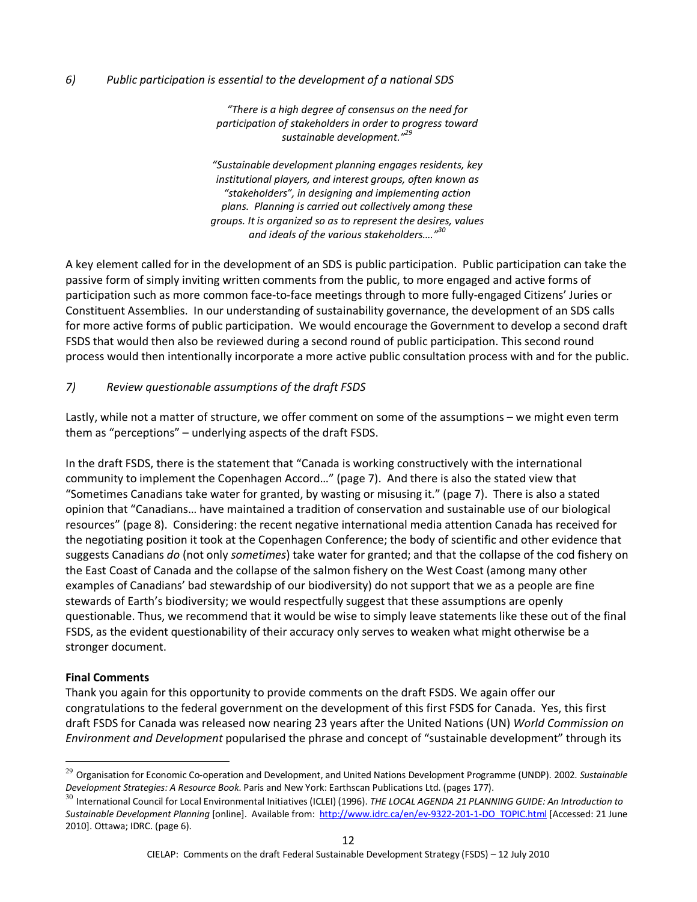*6) Public participation is essential to the development of a national SDS*

> *"There is a high degree of consensus on the need for participation of stakeholders in order to progress toward sustainable development."*[29]

> *"Sustainable development planning engages residents, key institutional players, and interest groups, often known as "stakeholders", in designing and implementing action plans. Planning is carried out collectively among these groups. It is organized so as to represent the desires, values and ideals of the various stakeholders…."*[30]

A key element called for in the development of an SDS is public participation. Public participation can take the passive form of simply inviting written comments from the public, to more engaged and active forms of participation such as more common face-to-face meetings through to more fully-engaged Citizens' Juries or Constituent Assemblies. In our understanding of sustainability governance, the development of an SDS calls for more active forms of public participation. We would encourage the Government to develop a second draft FSDS that would then also be reviewed during a second round of public participation. This second round process would then intentionally incorporate a more active public consultation process with and for the public.

*7) Review questionable assumptions of the draft FSDS*

Lastly, while not a matter of structure, we offer comment on some of the assumptions – we might even term them as "perceptions" – underlying aspects of the draft FSDS.

In the draft FSDS, there is the statement that "Canada is working constructively with the international community to implement the Copenhagen Accord…" (page 7). And there is also the stated view that "Sometimes Canadians take water for granted, by wasting or misusing it." (page 7). There is also a stated opinion that "Canadians… have maintained a tradition of conservation and sustainable use of our biological resources" (page 8). Considering: the recent negative international media attention Canada has received for the negotiating position it took at the Copenhagen Conference; the body of scientific and other evidence that suggests Canadians *do* (not only *sometimes*) take water for granted; and that the collapse of the cod fishery on the East Coast of Canada and the collapse of the salmon fishery on the West Coast (among many other examples of Canadians' bad stewardship of our biodiversity) do not support that we as a people are fine stewards of Earth's biodiversity; we would respectfully suggest that these assumptions are openly questionable. Thus, we recommend that it would be wise to simply leave statements like these out of the final FSDS, as the evident questionability of their accuracy only serves to weaken what might otherwise be a stronger document.

**Final Comments**

Thank you again for this opportunity to provide comments on the draft FSDS. We again offer our congratulations to the federal government on the development of this first FSDS for Canada. Yes, this first draft FSDS for Canada was released now nearing 23 years after the United Nations (UN) *World Commission on Environment and Development* popularised the phrase and concept of "sustainable development" through its

---

[29] Organisation for Economic Co-operation and Development, and United Nations Development Programme (UNDP). 2002. *Sustainable Development Strategies: A Resource Book.* Paris and New York: Earthscan Publications Ltd. (pages 177).

[30] International Council for Local Environmental Initiatives (ICLEI) (1996). *THE LOCAL AGENDA 21 PLANNING GUIDE: An Introduction to Sustainable Development Planning* [online]. Available from: http://www.idrc.ca/en/ev-9322-201-1-DO_TOPIC.html [Accessed: 21 June 2010]. Ottawa; IDRC. (page 6).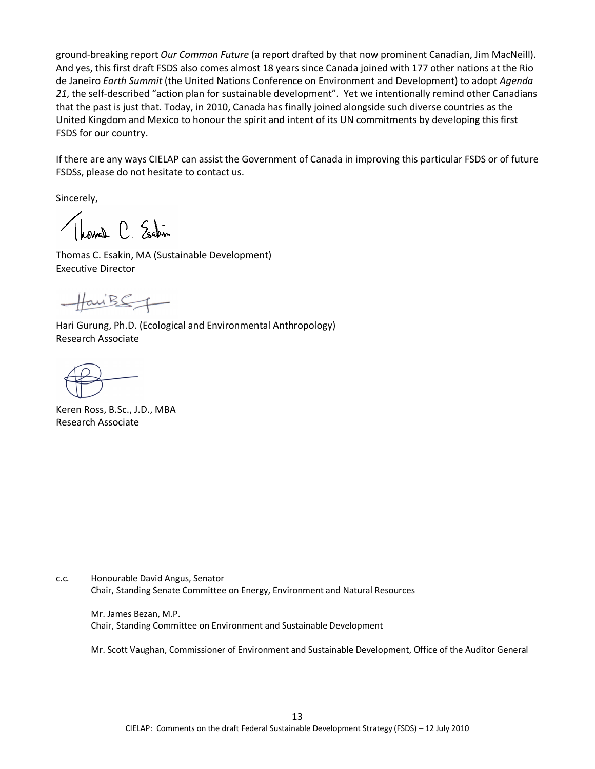ground-breaking report *Our Common Future* (a report drafted by that now prominent Canadian, Jim MacNeill). And yes, this first draft FSDS also comes almost 18 years since Canada joined with 177 other nations at the Rio de Janeiro *Earth Summit* (the United Nations Conference on Environment and Development) to adopt *Agenda 21*, the self-described "action plan for sustainable development". Yet we intentionally remind other Canadians that the past is just that. Today, in 2010, Canada has finally joined alongside such diverse countries as the United Kingdom and Mexico to honour the spirit and intent of its UN commitments by developing this first FSDS for our country.

If there are any ways CIELAP can assist the Government of Canada in improving this particular FSDS or of future FSDSs, please do not hesitate to contact us.

Sincerely,

Thomas C. Esakin, MA (Sustainable Development)
Executive Director

Hari Gurung, Ph.D. (Ecological and Environmental Anthropology)
Research Associate

Keren Ross, B.Sc., J.D., MBA
Research Associate

c.c. Honourable David Angus, Senator
Chair, Standing Senate Committee on Energy, Environment and Natural Resources

Mr. James Bezan, M.P.
Chair, Standing Committee on Environment and Sustainable Development

Mr. Scott Vaughan, Commissioner of Environment and Sustainable Development, Office of the Auditor General